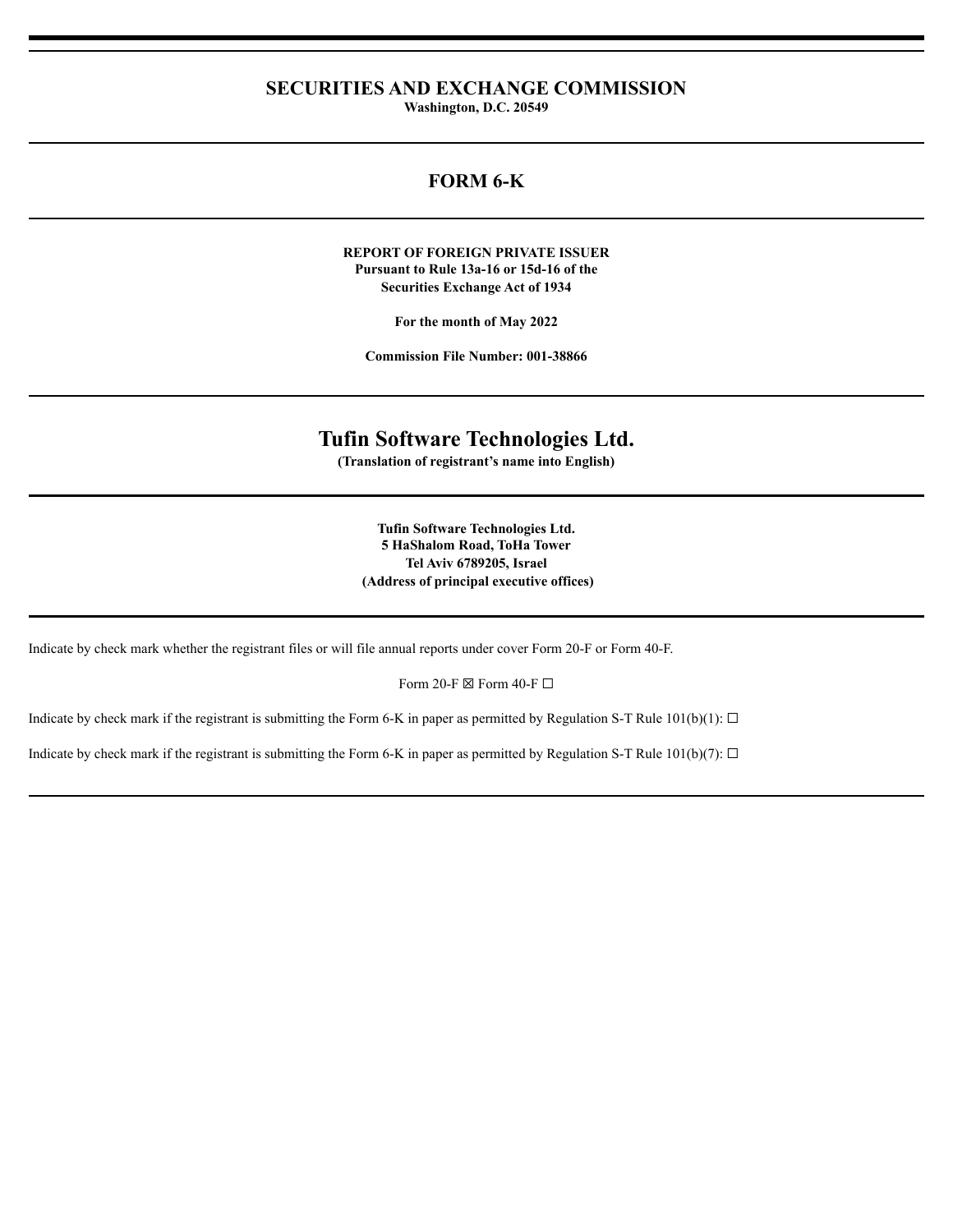# SECURITIES AND EXCHANGE COMMISSION

**Washington, D.C. 20549**

## FORM 6-K

**REPORT OF FOREIGN PRIVATE ISSUER**
**Pursuant to Rule 13a-16 or 15d-16 of the**
**Securities Exchange Act of 1934**

**For the month of May 2022**

**Commission File Number: 001-38866**

# Tufin Software Technologies Ltd.

**(Translation of registrant's name into English)**

**Tufin Software Technologies Ltd.**
**5 HaShalom Road, ToHa Tower**
**Tel Aviv 6789205, Israel**
**(Address of principal executive offices)**

Indicate by check mark whether the registrant files or will file annual reports under cover Form 20-F or Form 40-F.

Form 20-F ☒ Form 40-F ☐

Indicate by check mark if the registrant is submitting the Form 6-K in paper as permitted by Regulation S-T Rule 101(b)(1): ☐

Indicate by check mark if the registrant is submitting the Form 6-K in paper as permitted by Regulation S-T Rule 101(b)(7): ☐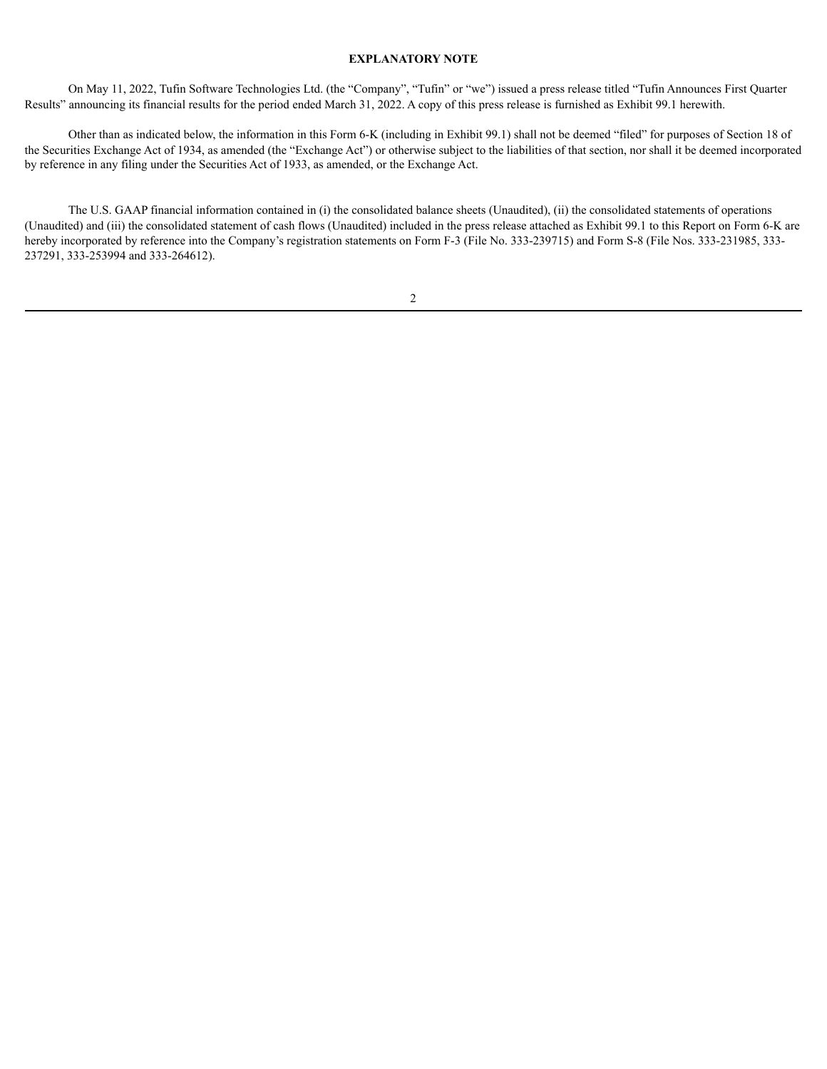**EXPLANATORY NOTE**

On May 11, 2022, Tufin Software Technologies Ltd. (the "Company", "Tufin" or "we") issued a press release titled "Tufin Announces First Quarter Results" announcing its financial results for the period ended March 31, 2022. A copy of this press release is furnished as Exhibit 99.1 herewith.

Other than as indicated below, the information in this Form 6-K (including in Exhibit 99.1) shall not be deemed "filed" for purposes of Section 18 of the Securities Exchange Act of 1934, as amended (the "Exchange Act") or otherwise subject to the liabilities of that section, nor shall it be deemed incorporated by reference in any filing under the Securities Act of 1933, as amended, or the Exchange Act.

The U.S. GAAP financial information contained in (i) the consolidated balance sheets (Unaudited), (ii) the consolidated statements of operations (Unaudited) and (iii) the consolidated statement of cash flows (Unaudited) included in the press release attached as Exhibit 99.1 to this Report on Form 6-K are hereby incorporated by reference into the Company's registration statements on Form F-3 (File No. 333-239715) and Form S-8 (File Nos. 333-231985, 333-237291, 333-253994 and 333-264612).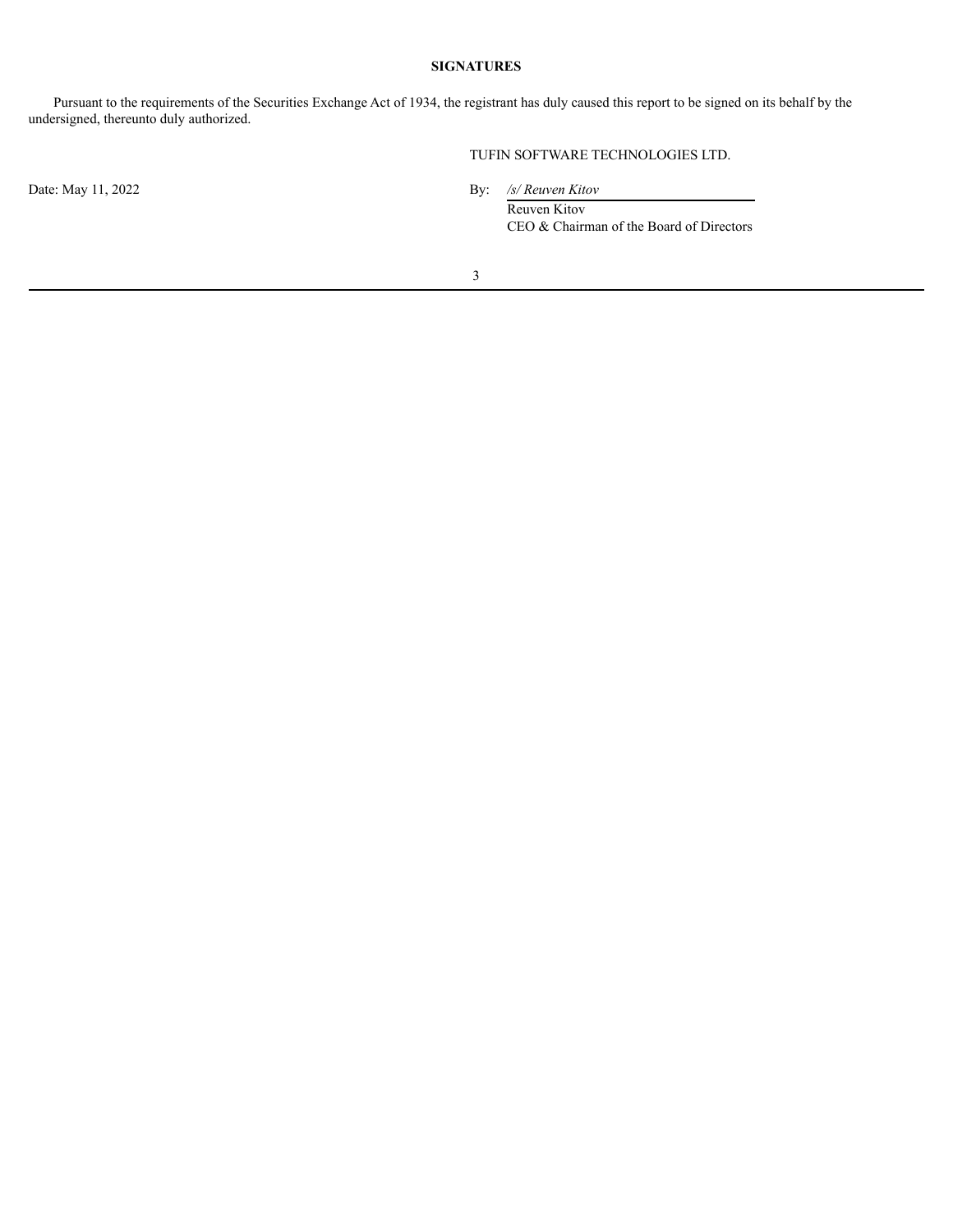**SIGNATURES**

Pursuant to the requirements of the Securities Exchange Act of 1934, the registrant has duly caused this report to be signed on its behalf by the undersigned, thereunto duly authorized.

TUFIN SOFTWARE TECHNOLOGIES LTD.

Date: May 11, 2022

By: */s/ Reuven Kitov*
Reuven Kitov
CEO & Chairman of the Board of Directors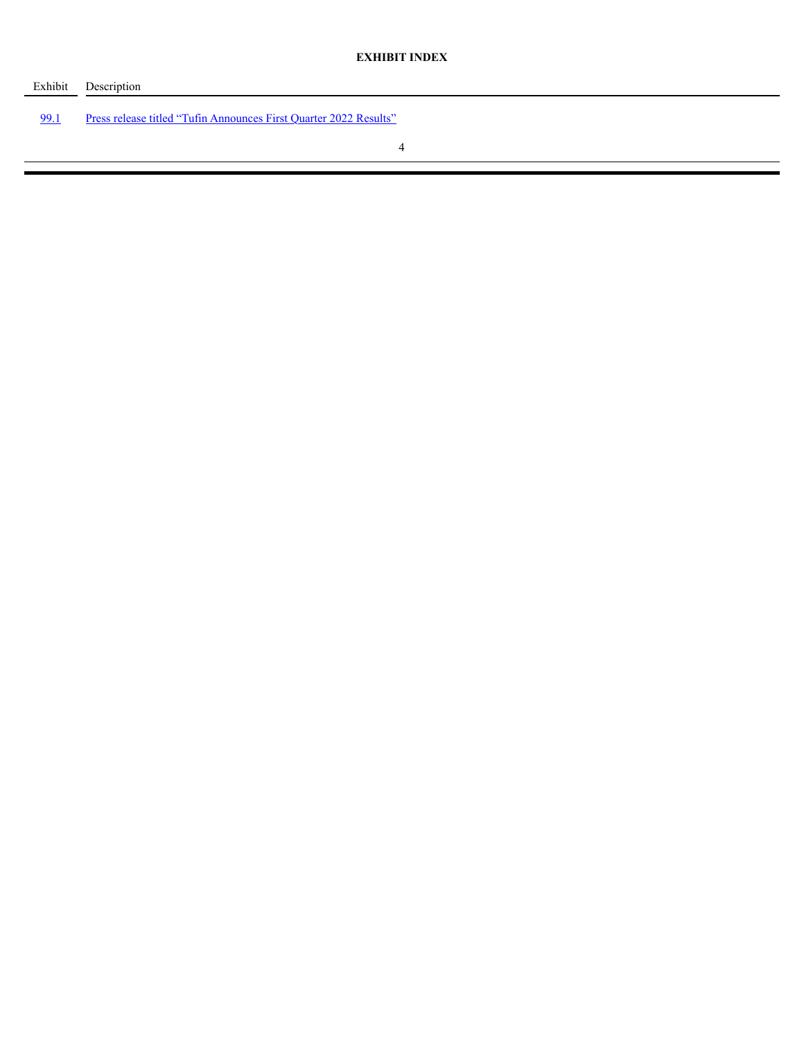**EXHIBIT INDEX**

| Exhibit | Description |
| --- | --- |
| 99.1 | Press release titled "Tufin Announces First Quarter 2022 Results" |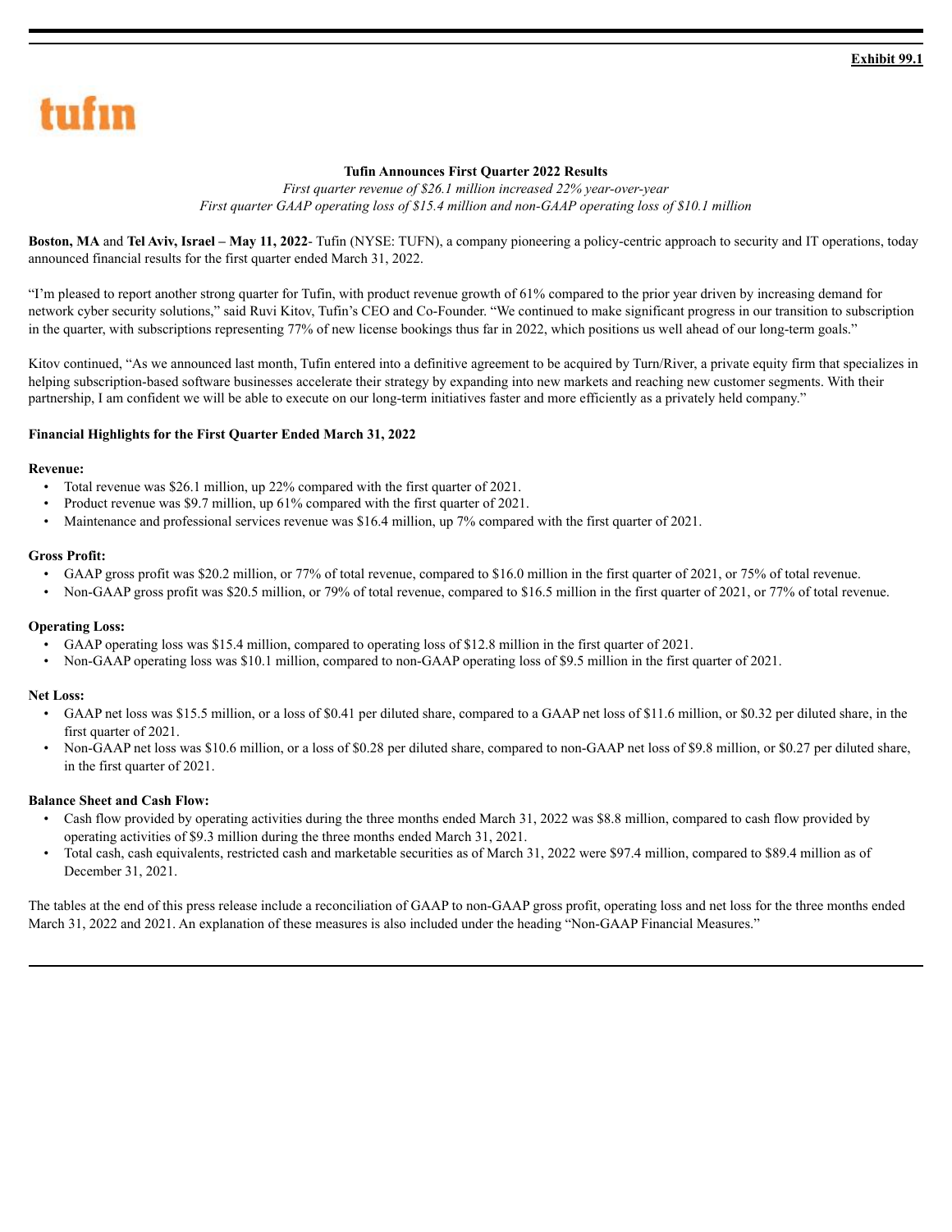**Exhibit 99.1**

tufin

# Tufin Announces First Quarter 2022 Results

*First quarter revenue of $26.1 million increased 22% year-over-year*
*First quarter GAAP operating loss of $15.4 million and non-GAAP operating loss of $10.1 million*

**Boston, MA** and **Tel Aviv, Israel – May 11, 2022**- Tufin (NYSE: TUFN), a company pioneering a policy-centric approach to security and IT operations, today announced financial results for the first quarter ended March 31, 2022.

"I'm pleased to report another strong quarter for Tufin, with product revenue growth of 61% compared to the prior year driven by increasing demand for network cyber security solutions," said Ruvi Kitov, Tufin's CEO and Co-Founder. "We continued to make significant progress in our transition to subscription in the quarter, with subscriptions representing 77% of new license bookings thus far in 2022, which positions us well ahead of our long-term goals."

Kitov continued, "As we announced last month, Tufin entered into a definitive agreement to be acquired by Turn/River, a private equity firm that specializes in helping subscription-based software businesses accelerate their strategy by expanding into new markets and reaching new customer segments. With their partnership, I am confident we will be able to execute on our long-term initiatives faster and more efficiently as a privately held company."

## Financial Highlights for the First Quarter Ended March 31, 2022

**Revenue:**

- Total revenue was $26.1 million, up 22% compared with the first quarter of 2021.
- Product revenue was $9.7 million, up 61% compared with the first quarter of 2021.
- Maintenance and professional services revenue was $16.4 million, up 7% compared with the first quarter of 2021.

**Gross Profit:**

- GAAP gross profit was $20.2 million, or 77% of total revenue, compared to $16.0 million in the first quarter of 2021, or 75% of total revenue.
- Non-GAAP gross profit was $20.5 million, or 79% of total revenue, compared to $16.5 million in the first quarter of 2021, or 77% of total revenue.

**Operating Loss:**

- GAAP operating loss was $15.4 million, compared to operating loss of $12.8 million in the first quarter of 2021.
- Non-GAAP operating loss was $10.1 million, compared to non-GAAP operating loss of $9.5 million in the first quarter of 2021.

**Net Loss:**

- GAAP net loss was $15.5 million, or a loss of $0.41 per diluted share, compared to a GAAP net loss of $11.6 million, or $0.32 per diluted share, in the first quarter of 2021.
- Non-GAAP net loss was $10.6 million, or a loss of $0.28 per diluted share, compared to non-GAAP net loss of $9.8 million, or $0.27 per diluted share, in the first quarter of 2021.

**Balance Sheet and Cash Flow:**

- Cash flow provided by operating activities during the three months ended March 31, 2022 was $8.8 million, compared to cash flow provided by operating activities of $9.3 million during the three months ended March 31, 2021.
- Total cash, cash equivalents, restricted cash and marketable securities as of March 31, 2022 were $97.4 million, compared to $89.4 million as of December 31, 2021.

The tables at the end of this press release include a reconciliation of GAAP to non-GAAP gross profit, operating loss and net loss for the three months ended March 31, 2022 and 2021. An explanation of these measures is also included under the heading "Non-GAAP Financial Measures."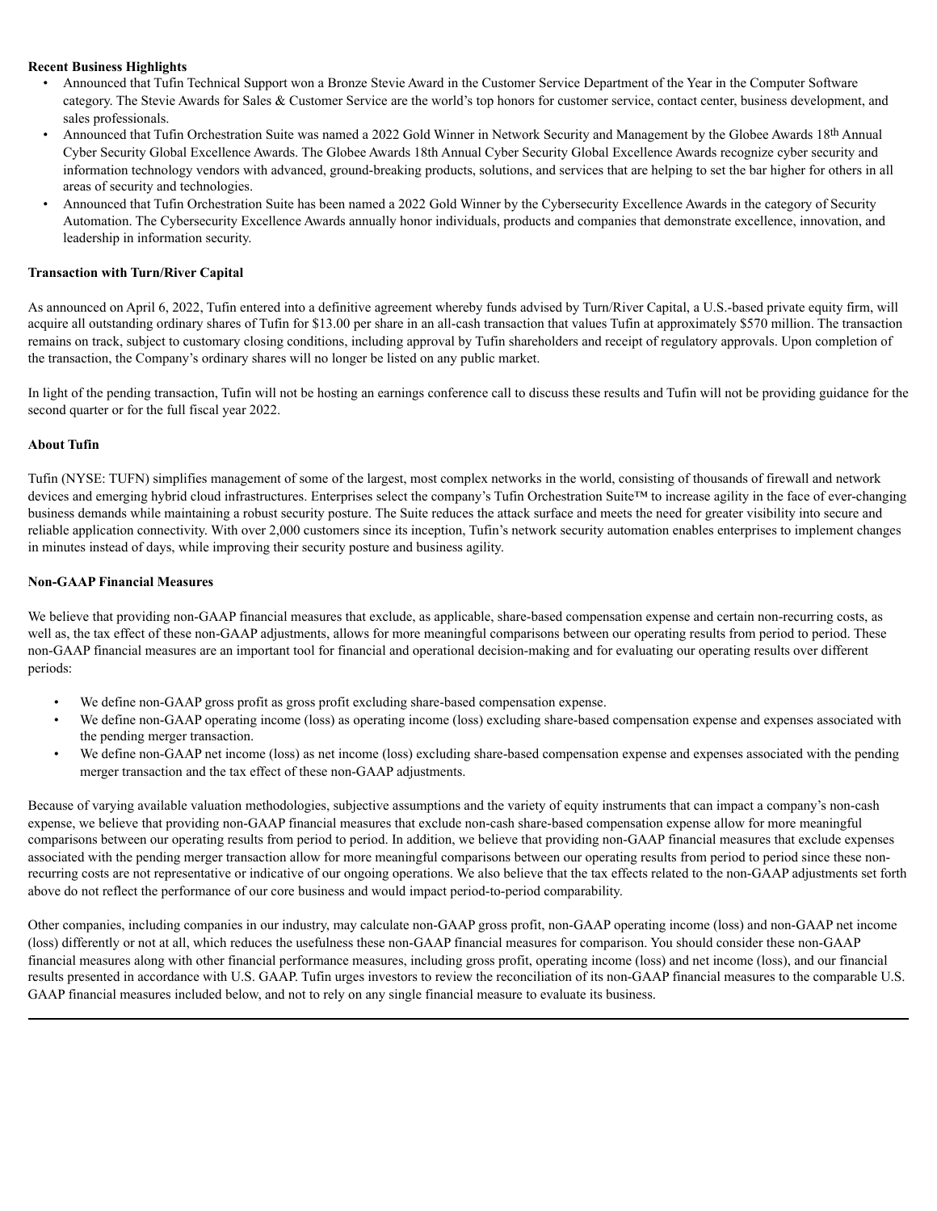**Recent Business Highlights**

- Announced that Tufin Technical Support won a Bronze Stevie Award in the Customer Service Department of the Year in the Computer Software category. The Stevie Awards for Sales & Customer Service are the world's top honors for customer service, contact center, business development, and sales professionals.
- Announced that Tufin Orchestration Suite was named a 2022 Gold Winner in Network Security and Management by the Globee Awards 18th Annual Cyber Security Global Excellence Awards. The Globee Awards 18th Annual Cyber Security Global Excellence Awards recognize cyber security and information technology vendors with advanced, ground-breaking products, solutions, and services that are helping to set the bar higher for others in all areas of security and technologies.
- Announced that Tufin Orchestration Suite has been named a 2022 Gold Winner by the Cybersecurity Excellence Awards in the category of Security Automation. The Cybersecurity Excellence Awards annually honor individuals, products and companies that demonstrate excellence, innovation, and leadership in information security.

**Transaction with Turn/River Capital**

As announced on April 6, 2022, Tufin entered into a definitive agreement whereby funds advised by Turn/River Capital, a U.S.-based private equity firm, will acquire all outstanding ordinary shares of Tufin for $13.00 per share in an all-cash transaction that values Tufin at approximately $570 million. The transaction remains on track, subject to customary closing conditions, including approval by Tufin shareholders and receipt of regulatory approvals. Upon completion of the transaction, the Company's ordinary shares will no longer be listed on any public market.

In light of the pending transaction, Tufin will not be hosting an earnings conference call to discuss these results and Tufin will not be providing guidance for the second quarter or for the full fiscal year 2022.

**About Tufin**

Tufin (NYSE: TUFN) simplifies management of some of the largest, most complex networks in the world, consisting of thousands of firewall and network devices and emerging hybrid cloud infrastructures. Enterprises select the company's Tufin Orchestration Suite™ to increase agility in the face of ever-changing business demands while maintaining a robust security posture. The Suite reduces the attack surface and meets the need for greater visibility into secure and reliable application connectivity. With over 2,000 customers since its inception, Tufin's network security automation enables enterprises to implement changes in minutes instead of days, while improving their security posture and business agility.

**Non-GAAP Financial Measures**

We believe that providing non-GAAP financial measures that exclude, as applicable, share-based compensation expense and certain non-recurring costs, as well as, the tax effect of these non-GAAP adjustments, allows for more meaningful comparisons between our operating results from period to period. These non-GAAP financial measures are an important tool for financial and operational decision-making and for evaluating our operating results over different periods:

- We define non-GAAP gross profit as gross profit excluding share-based compensation expense.
- We define non-GAAP operating income (loss) as operating income (loss) excluding share-based compensation expense and expenses associated with the pending merger transaction.
- We define non-GAAP net income (loss) as net income (loss) excluding share-based compensation expense and expenses associated with the pending merger transaction and the tax effect of these non-GAAP adjustments.

Because of varying available valuation methodologies, subjective assumptions and the variety of equity instruments that can impact a company's non-cash expense, we believe that providing non-GAAP financial measures that exclude non-cash share-based compensation expense allow for more meaningful comparisons between our operating results from period to period. In addition, we believe that providing non-GAAP financial measures that exclude expenses associated with the pending merger transaction allow for more meaningful comparisons between our operating results from period to period since these non-recurring costs are not representative or indicative of our ongoing operations. We also believe that the tax effects related to the non-GAAP adjustments set forth above do not reflect the performance of our core business and would impact period-to-period comparability.

Other companies, including companies in our industry, may calculate non-GAAP gross profit, non-GAAP operating income (loss) and non-GAAP net income (loss) differently or not at all, which reduces the usefulness these non-GAAP financial measures for comparison. You should consider these non-GAAP financial measures along with other financial performance measures, including gross profit, operating income (loss) and net income (loss), and our financial results presented in accordance with U.S. GAAP. Tufin urges investors to review the reconciliation of its non-GAAP financial measures to the comparable U.S. GAAP financial measures included below, and not to rely on any single financial measure to evaluate its business.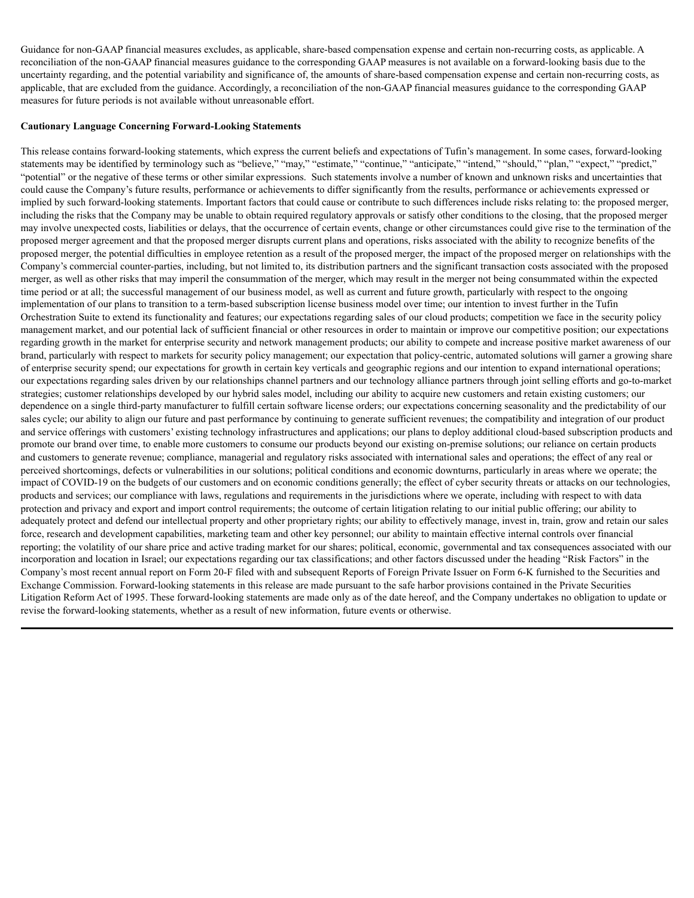Guidance for non-GAAP financial measures excludes, as applicable, share-based compensation expense and certain non-recurring costs, as applicable. A reconciliation of the non-GAAP financial measures guidance to the corresponding GAAP measures is not available on a forward-looking basis due to the uncertainty regarding, and the potential variability and significance of, the amounts of share-based compensation expense and certain non-recurring costs, as applicable, that are excluded from the guidance. Accordingly, a reconciliation of the non-GAAP financial measures guidance to the corresponding GAAP measures for future periods is not available without unreasonable effort.

**Cautionary Language Concerning Forward-Looking Statements**

This release contains forward-looking statements, which express the current beliefs and expectations of Tufin's management. In some cases, forward-looking statements may be identified by terminology such as "believe," "may," "estimate," "continue," "anticipate," "intend," "should," "plan," "expect," "predict," "potential" or the negative of these terms or other similar expressions. Such statements involve a number of known and unknown risks and uncertainties that could cause the Company's future results, performance or achievements to differ significantly from the results, performance or achievements expressed or implied by such forward-looking statements. Important factors that could cause or contribute to such differences include risks relating to: the proposed merger, including the risks that the Company may be unable to obtain required regulatory approvals or satisfy other conditions to the closing, that the proposed merger may involve unexpected costs, liabilities or delays, that the occurrence of certain events, change or other circumstances could give rise to the termination of the proposed merger agreement and that the proposed merger disrupts current plans and operations, risks associated with the ability to recognize benefits of the proposed merger, the potential difficulties in employee retention as a result of the proposed merger, the impact of the proposed merger on relationships with the Company's commercial counter-parties, including, but not limited to, its distribution partners and the significant transaction costs associated with the proposed merger, as well as other risks that may imperil the consummation of the merger, which may result in the merger not being consummated within the expected time period or at all; the successful management of our business model, as well as current and future growth, particularly with respect to the ongoing implementation of our plans to transition to a term-based subscription license business model over time; our intention to invest further in the Tufin Orchestration Suite to extend its functionality and features; our expectations regarding sales of our cloud products; competition we face in the security policy management market, and our potential lack of sufficient financial or other resources in order to maintain or improve our competitive position; our expectations regarding growth in the market for enterprise security and network management products; our ability to compete and increase positive market awareness of our brand, particularly with respect to markets for security policy management; our expectation that policy-centric, automated solutions will garner a growing share of enterprise security spend; our expectations for growth in certain key verticals and geographic regions and our intention to expand international operations; our expectations regarding sales driven by our relationships channel partners and our technology alliance partners through joint selling efforts and go-to-market strategies; customer relationships developed by our hybrid sales model, including our ability to acquire new customers and retain existing customers; our dependence on a single third-party manufacturer to fulfill certain software license orders; our expectations concerning seasonality and the predictability of our sales cycle; our ability to align our future and past performance by continuing to generate sufficient revenues; the compatibility and integration of our product and service offerings with customers' existing technology infrastructures and applications; our plans to deploy additional cloud-based subscription products and promote our brand over time, to enable more customers to consume our products beyond our existing on-premise solutions; our reliance on certain products and customers to generate revenue; compliance, managerial and regulatory risks associated with international sales and operations; the effect of any real or perceived shortcomings, defects or vulnerabilities in our solutions; political conditions and economic downturns, particularly in areas where we operate; the impact of COVID-19 on the budgets of our customers and on economic conditions generally; the effect of cyber security threats or attacks on our technologies, products and services; our compliance with laws, regulations and requirements in the jurisdictions where we operate, including with respect to with data protection and privacy and export and import control requirements; the outcome of certain litigation relating to our initial public offering; our ability to adequately protect and defend our intellectual property and other proprietary rights; our ability to effectively manage, invest in, train, grow and retain our sales force, research and development capabilities, marketing team and other key personnel; our ability to maintain effective internal controls over financial reporting; the volatility of our share price and active trading market for our shares; political, economic, governmental and tax consequences associated with our incorporation and location in Israel; our expectations regarding our tax classifications; and other factors discussed under the heading "Risk Factors" in the Company's most recent annual report on Form 20-F filed with and subsequent Reports of Foreign Private Issuer on Form 6-K furnished to the Securities and Exchange Commission. Forward-looking statements in this release are made pursuant to the safe harbor provisions contained in the Private Securities Litigation Reform Act of 1995. These forward-looking statements are made only as of the date hereof, and the Company undertakes no obligation to update or revise the forward-looking statements, whether as a result of new information, future events or otherwise.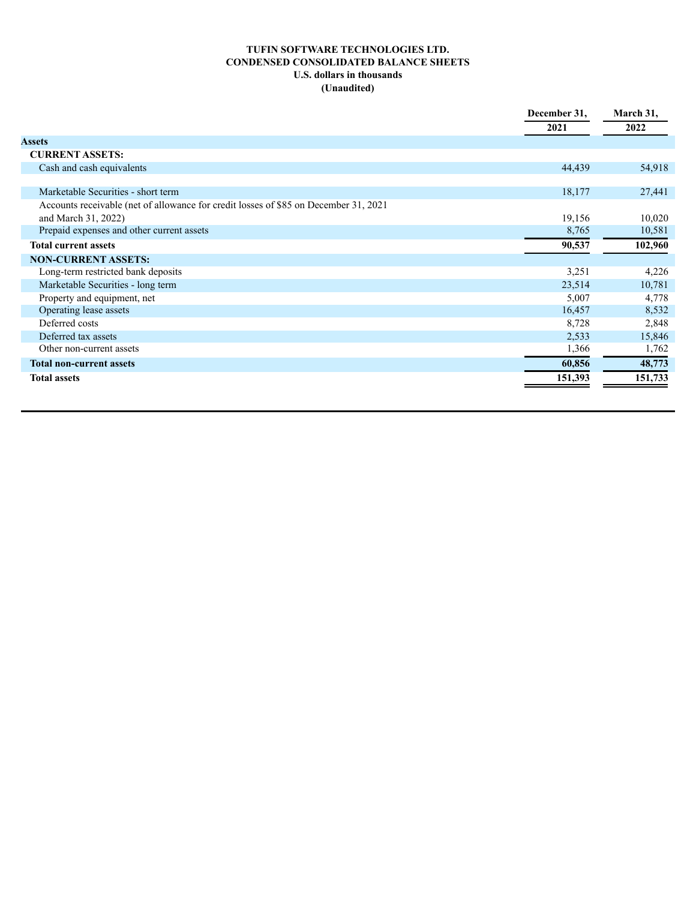**TUFIN SOFTWARE TECHNOLOGIES LTD.**
**CONDENSED CONSOLIDATED BALANCE SHEETS**
**U.S. dollars in thousands**
**(Unaudited)**

| | December 31, 2021 | March 31, 2022 |
|---|---|---|
| **Assets** | | |
| **CURRENT ASSETS:** | | |
| Cash and cash equivalents | 44,439 | 54,918 |
| Marketable Securities - short term | 18,177 | 27,441 |
| Accounts receivable (net of allowance for credit losses of $85 on December 31, 2021 and March 31, 2022) | 19,156 | 10,020 |
| Prepaid expenses and other current assets | 8,765 | 10,581 |
| **Total current assets** | **90,537** | **102,960** |
| **NON-CURRENT ASSETS:** | | |
| Long-term restricted bank deposits | 3,251 | 4,226 |
| Marketable Securities - long term | 23,514 | 10,781 |
| Property and equipment, net | 5,007 | 4,778 |
| Operating lease assets | 16,457 | 8,532 |
| Deferred costs | 8,728 | 2,848 |
| Deferred tax assets | 2,533 | 15,846 |
| Other non-current assets | 1,366 | 1,762 |
| **Total non-current assets** | **60,856** | **48,773** |
| **Total assets** | **151,393** | **151,733** |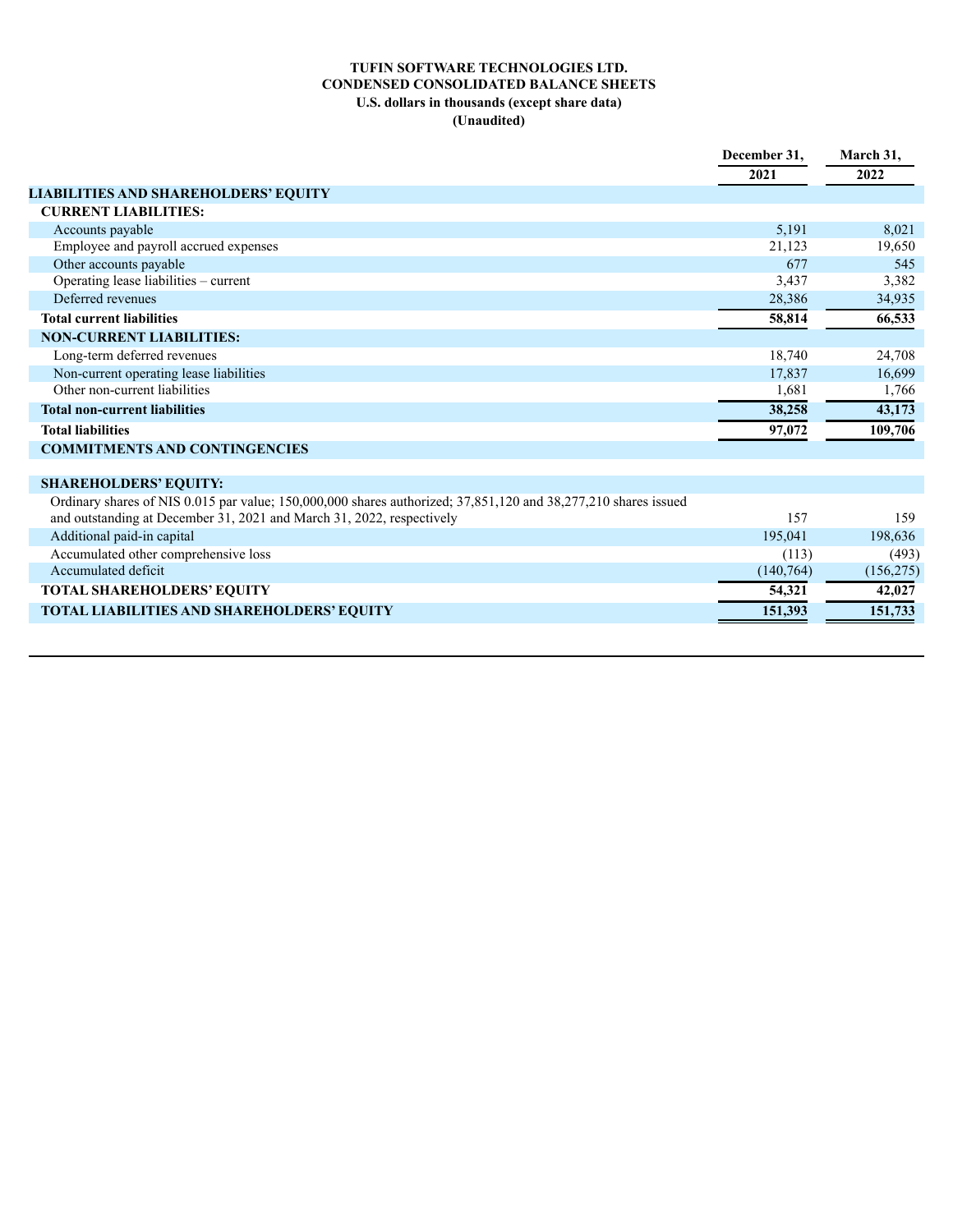**TUFIN SOFTWARE TECHNOLOGIES LTD.**
**CONDENSED CONSOLIDATED BALANCE SHEETS**
**U.S. dollars in thousands (except share data)**
**(Unaudited)**

| | December 31, 2021 | March 31, 2022 |
|---|---|---|
| **LIABILITIES AND SHAREHOLDERS' EQUITY** | | |
| **CURRENT LIABILITIES:** | | |
| Accounts payable | 5,191 | 8,021 |
| Employee and payroll accrued expenses | 21,123 | 19,650 |
| Other accounts payable | 677 | 545 |
| Operating lease liabilities – current | 3,437 | 3,382 |
| Deferred revenues | 28,386 | 34,935 |
| **Total current liabilities** | **58,814** | **66,533** |
| **NON-CURRENT LIABILITIES:** | | |
| Long-term deferred revenues | 18,740 | 24,708 |
| Non-current operating lease liabilities | 17,837 | 16,699 |
| Other non-current liabilities | 1,681 | 1,766 |
| **Total non-current liabilities** | **38,258** | **43,173** |
| **Total liabilities** | **97,072** | **109,706** |
| **COMMITMENTS AND CONTINGENCIES** | | |
| | | |
| **SHAREHOLDERS' EQUITY:** | | |
| Ordinary shares of NIS 0.015 par value; 150,000,000 shares authorized; 37,851,120 and 38,277,210 shares issued and outstanding at December 31, 2021 and March 31, 2022, respectively | 157 | 159 |
| Additional paid-in capital | 195,041 | 198,636 |
| Accumulated other comprehensive loss | (113) | (493) |
| Accumulated deficit | (140,764) | (156,275) |
| **TOTAL SHAREHOLDERS' EQUITY** | **54,321** | **42,027** |
| **TOTAL LIABILITIES AND SHAREHOLDERS' EQUITY** | **151,393** | **151,733** |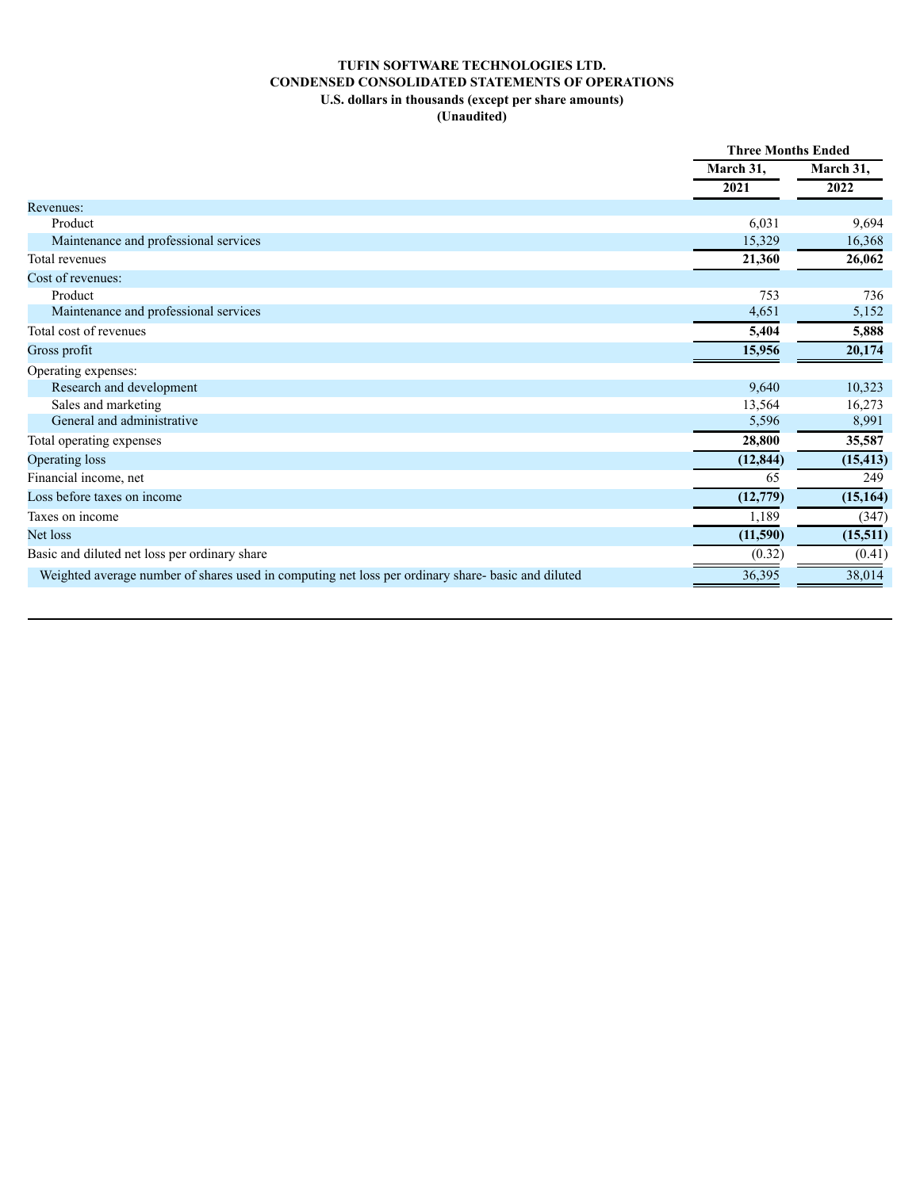**TUFIN SOFTWARE TECHNOLOGIES LTD.**
**CONDENSED CONSOLIDATED STATEMENTS OF OPERATIONS**
**U.S. dollars in thousands (except per share amounts)**
**(Unaudited)**

| | Three Months Ended | |
|---|---|---|
| | March 31, 2021 | March 31, 2022 |
| Revenues: | | |
| Product | 6,031 | 9,694 |
| Maintenance and professional services | 15,329 | 16,368 |
| Total revenues | **21,360** | **26,062** |
| Cost of revenues: | | |
| Product | 753 | 736 |
| Maintenance and professional services | 4,651 | 5,152 |
| Total cost of revenues | **5,404** | **5,888** |
| Gross profit | **15,956** | **20,174** |
| Operating expenses: | | |
| Research and development | 9,640 | 10,323 |
| Sales and marketing | 13,564 | 16,273 |
| General and administrative | 5,596 | 8,991 |
| Total operating expenses | **28,800** | **35,587** |
| Operating loss | **(12,844)** | **(15,413)** |
| Financial income, net | 65 | 249 |
| Loss before taxes on income | **(12,779)** | **(15,164)** |
| Taxes on income | 1,189 | (347) |
| Net loss | **(11,590)** | **(15,511)** |
| Basic and diluted net loss per ordinary share | (0.32) | (0.41) |
| Weighted average number of shares used in computing net loss per ordinary share- basic and diluted | 36,395 | 38,014 |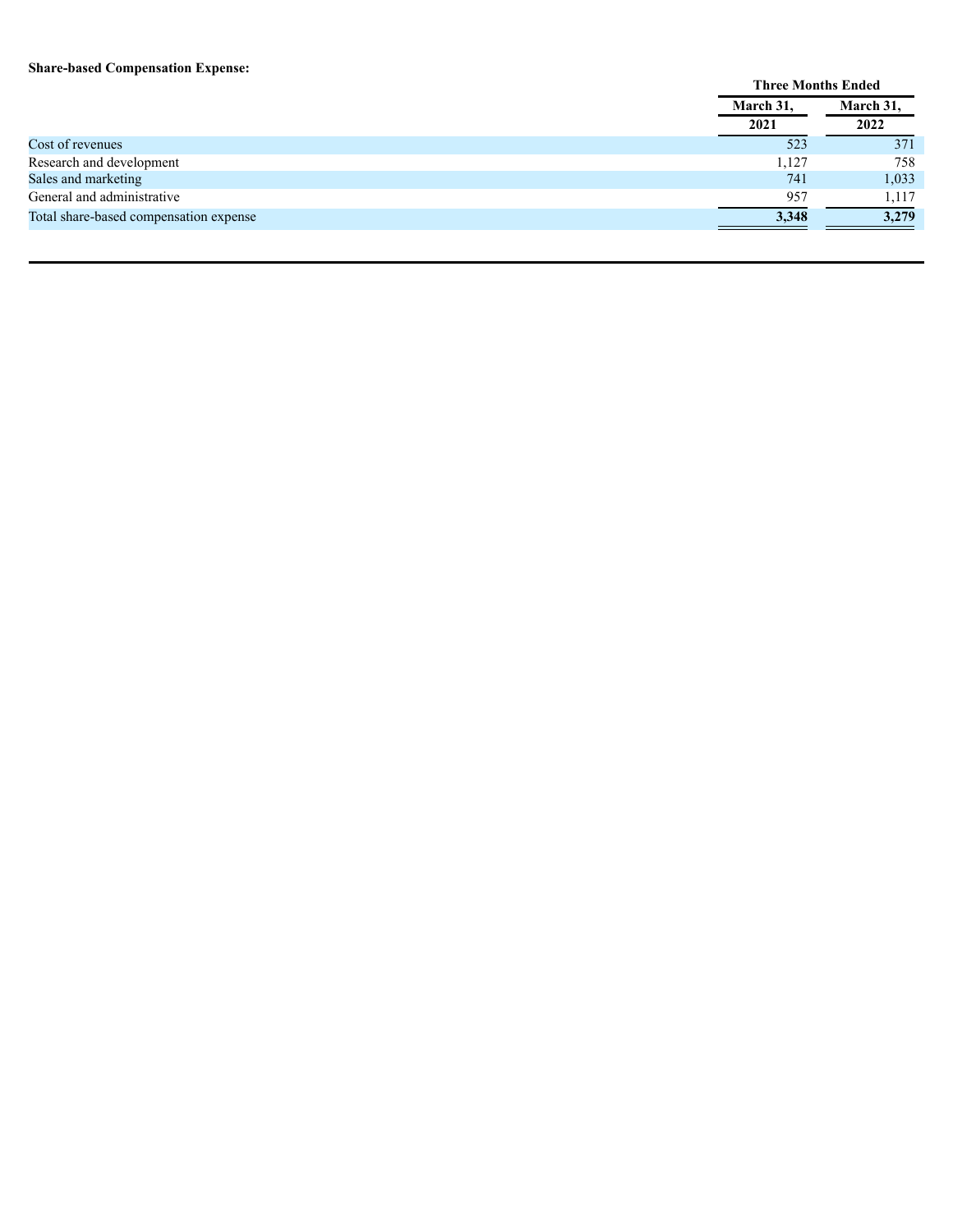**Share-based Compensation Expense:**

| | Three Months Ended | |
|---|---|---|
| | March 31, 2021 | March 31, 2022 |
| Cost of revenues | 523 | 371 |
| Research and development | 1,127 | 758 |
| Sales and marketing | 741 | 1,033 |
| General and administrative | 957 | 1,117 |
| Total share-based compensation expense | **3,348** | **3,279** |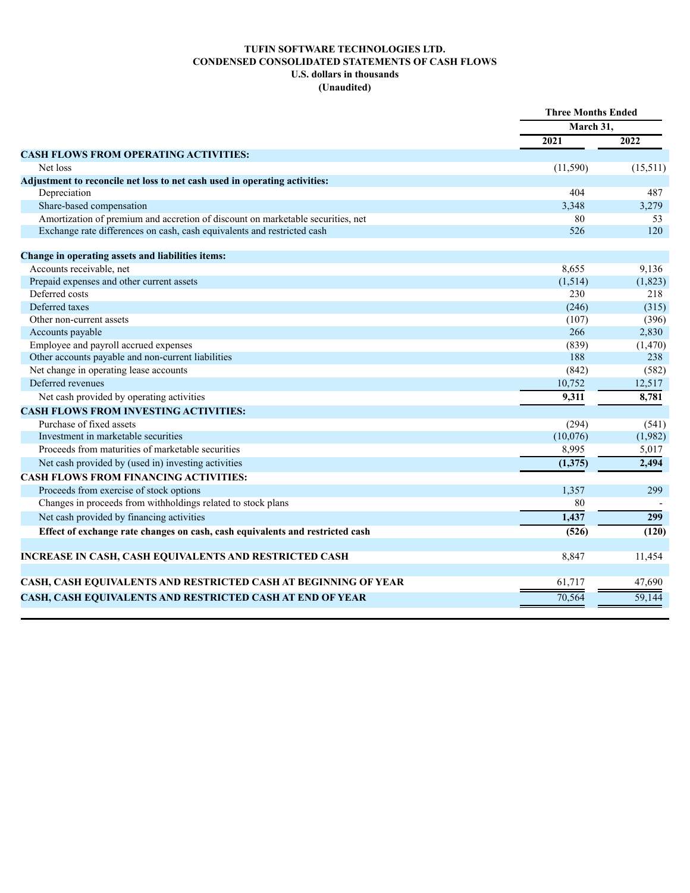**TUFIN SOFTWARE TECHNOLOGIES LTD.**
**CONDENSED CONSOLIDATED STATEMENTS OF CASH FLOWS**
**U.S. dollars in thousands**
**(Unaudited)**

| | Three Months Ended | |
|---|---|---|
| | March 31, | |
| | 2021 | 2022 |
| **CASH FLOWS FROM OPERATING ACTIVITIES:** | | |
| Net loss | (11,590) | (15,511) |
| **Adjustment to reconcile net loss to net cash used in operating activities:** | | |
| Depreciation | 404 | 487 |
| Share-based compensation | 3,348 | 3,279 |
| Amortization of premium and accretion of discount on marketable securities, net | 80 | 53 |
| Exchange rate differences on cash, cash equivalents and restricted cash | 526 | 120 |
| **Change in operating assets and liabilities items:** | | |
| Accounts receivable, net | 8,655 | 9,136 |
| Prepaid expenses and other current assets | (1,514) | (1,823) |
| Deferred costs | 230 | 218 |
| Deferred taxes | (246) | (315) |
| Other non-current assets | (107) | (396) |
| Accounts payable | 266 | 2,830 |
| Employee and payroll accrued expenses | (839) | (1,470) |
| Other accounts payable and non-current liabilities | 188 | 238 |
| Net change in operating lease accounts | (842) | (582) |
| Deferred revenues | 10,752 | 12,517 |
| Net cash provided by operating activities | **9,311** | **8,781** |
| **CASH FLOWS FROM INVESTING ACTIVITIES:** | | |
| Purchase of fixed assets | (294) | (541) |
| Investment in marketable securities | (10,076) | (1,982) |
| Proceeds from maturities of marketable securities | 8,995 | 5,017 |
| Net cash provided by (used in) investing activities | **(1,375)** | **2,494** |
| **CASH FLOWS FROM FINANCING ACTIVITIES:** | | |
| Proceeds from exercise of stock options | 1,357 | 299 |
| Changes in proceeds from withholdings related to stock plans | 80 | - |
| Net cash provided by financing activities | **1,437** | **299** |
| **Effect of exchange rate changes on cash, cash equivalents and restricted cash** | **(526)** | **(120)** |
| **INCREASE IN CASH, CASH EQUIVALENTS AND RESTRICTED CASH** | 8,847 | 11,454 |
| **CASH, CASH EQUIVALENTS AND RESTRICTED CASH AT BEGINNING OF YEAR** | 61,717 | 47,690 |
| **CASH, CASH EQUIVALENTS AND RESTRICTED CASH AT END OF YEAR** | 70,564 | 59,144 |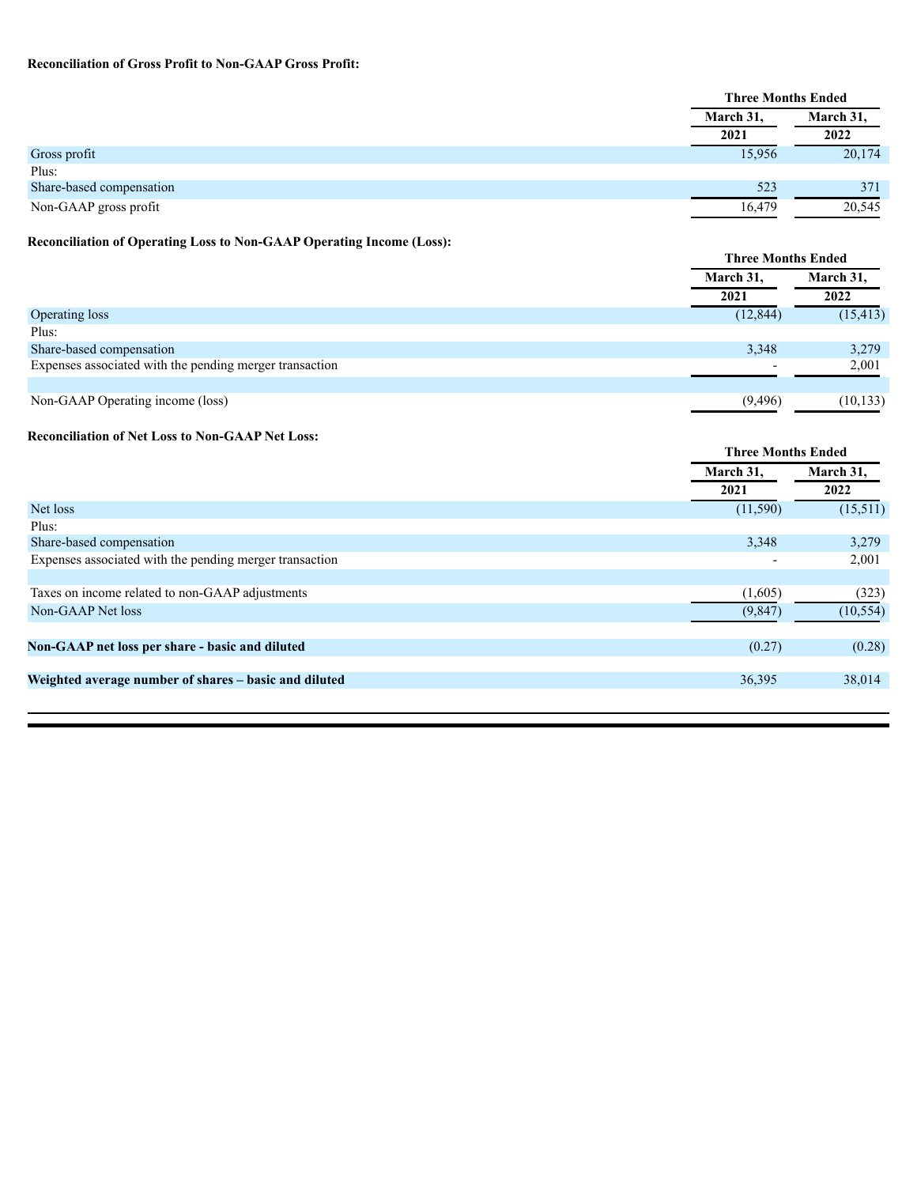**Reconciliation of Gross Profit to Non-GAAP Gross Profit:**

| | Three Months Ended | |
|---|---|---|
| | March 31, 2021 | March 31, 2022 |
| Gross profit | 15,956 | 20,174 |
| Plus: | | |
| Share-based compensation | 523 | 371 |
| Non-GAAP gross profit | 16,479 | 20,545 |

**Reconciliation of Operating Loss to Non-GAAP Operating Income (Loss):**

| | Three Months Ended | |
|---|---|---|
| | March 31, 2021 | March 31, 2022 |
| Operating loss | (12,844) | (15,413) |
| Plus: | | |
| Share-based compensation | 3,348 | 3,279 |
| Expenses associated with the pending merger transaction | - | 2,001 |
| Non-GAAP Operating income (loss) | (9,496) | (10,133) |

**Reconciliation of Net Loss to Non-GAAP Net Loss:**

| | Three Months Ended | |
|---|---|---|
| | March 31, 2021 | March 31, 2022 |
| Net loss | (11,590) | (15,511) |
| Plus: | | |
| Share-based compensation | 3,348 | 3,279 |
| Expenses associated with the pending merger transaction | - | 2,001 |
| Taxes on income related to non-GAAP adjustments | (1,605) | (323) |
| Non-GAAP Net loss | (9,847) | (10,554) |
| **Non-GAAP net loss per share - basic and diluted** | (0.27) | (0.28) |
| **Weighted average number of shares – basic and diluted** | 36,395 | 38,014 |